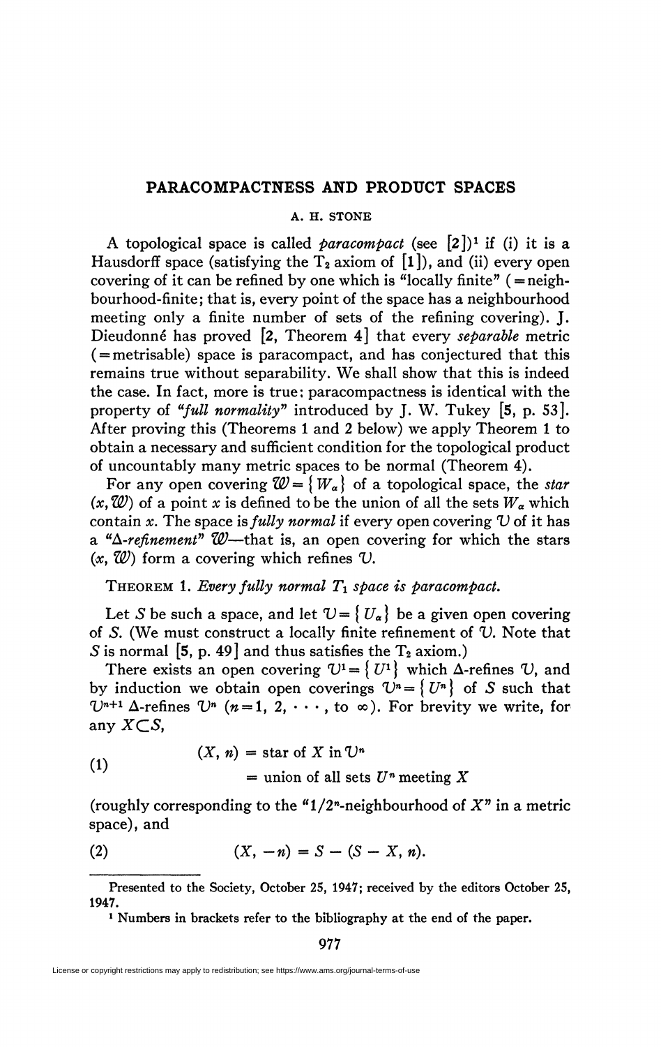# PARACOMPACTNESS AND PRODUCT SPACES

A. H. STONE

A topological space is called *paracompact* (see [2])[1] if (i) it is a Hausdorff space (satisfying the $T_2$ axiom of [1]), and (ii) every open covering of it can be refined by one which is "locally finite" (=neighbourhood-finite; that is, every point of the space has a neighbourhood meeting only a finite number of sets of the refining covering). J. Dieudonné has proved [2, Theorem 4] that every *separable* metric (=metrisable) space is paracompact, and has conjectured that this remains true without separability. We shall show that this is indeed the case. In fact, more is true; paracompactness is identical with the property of *"full normality"* introduced by J. W. Tukey [5, p. 53]. After proving this (Theorems 1 and 2 below) we apply Theorem 1 to obtain a necessary and sufficient condition for the topological product of uncountably many metric spaces to be normal (Theorem 4).

For any open covering $\mathcal{W} = \{W_\alpha\}$ of a topological space, the *star* $(x, \mathcal{W})$ of a point $x$ is defined to be the union of all the sets $W_\alpha$ which contain $x$. The space is *fully normal* if every open covering $\mathcal{U}$ of it has a "$\Delta$-*refinement*" $\mathcal{W}$—that is, an open covering for which the stars $(x, \mathcal{W})$ form a covering which refines $\mathcal{U}$.

THEOREM 1. *Every fully normal $T_1$ space is paracompact.*

Let $S$ be such a space, and let $\mathcal{U} = \{U_\alpha\}$ be a given open covering of $S$. (We must construct a locally finite refinement of $\mathcal{U}$. Note that $S$ is normal [5, p. 49] and thus satisfies the $T_2$ axiom.)

There exists an open covering $\mathcal{U}^1 = \{U^1\}$ which $\Delta$-refines $\mathcal{U}$, and by induction we obtain open coverings $\mathcal{U}^n = \{U^n\}$ of $S$ such that $\mathcal{U}^{n+1}$ $\Delta$-refines $\mathcal{U}^n$ ($n = 1, 2, \cdots$, to $\infty$). For brevity we write, for any $X \subset S$,

$$
\begin{aligned}
(1) \qquad (X, n) &= \text{star of } X \text{ in } \mathcal{U}^n \\
&= \text{union of all sets } U^n \text{ meeting } X
\end{aligned}
$$

(roughly corresponding to the "$1/2^n$-neighbourhood of $X$" in a metric space), and

$$
(2) \qquad (X, -n) = S - (S - X, n).
$$

---

Presented to the Society, October 25, 1947; received by the editors October 25, 1947.

[1] Numbers in brackets refer to the bibliography at the end of the paper.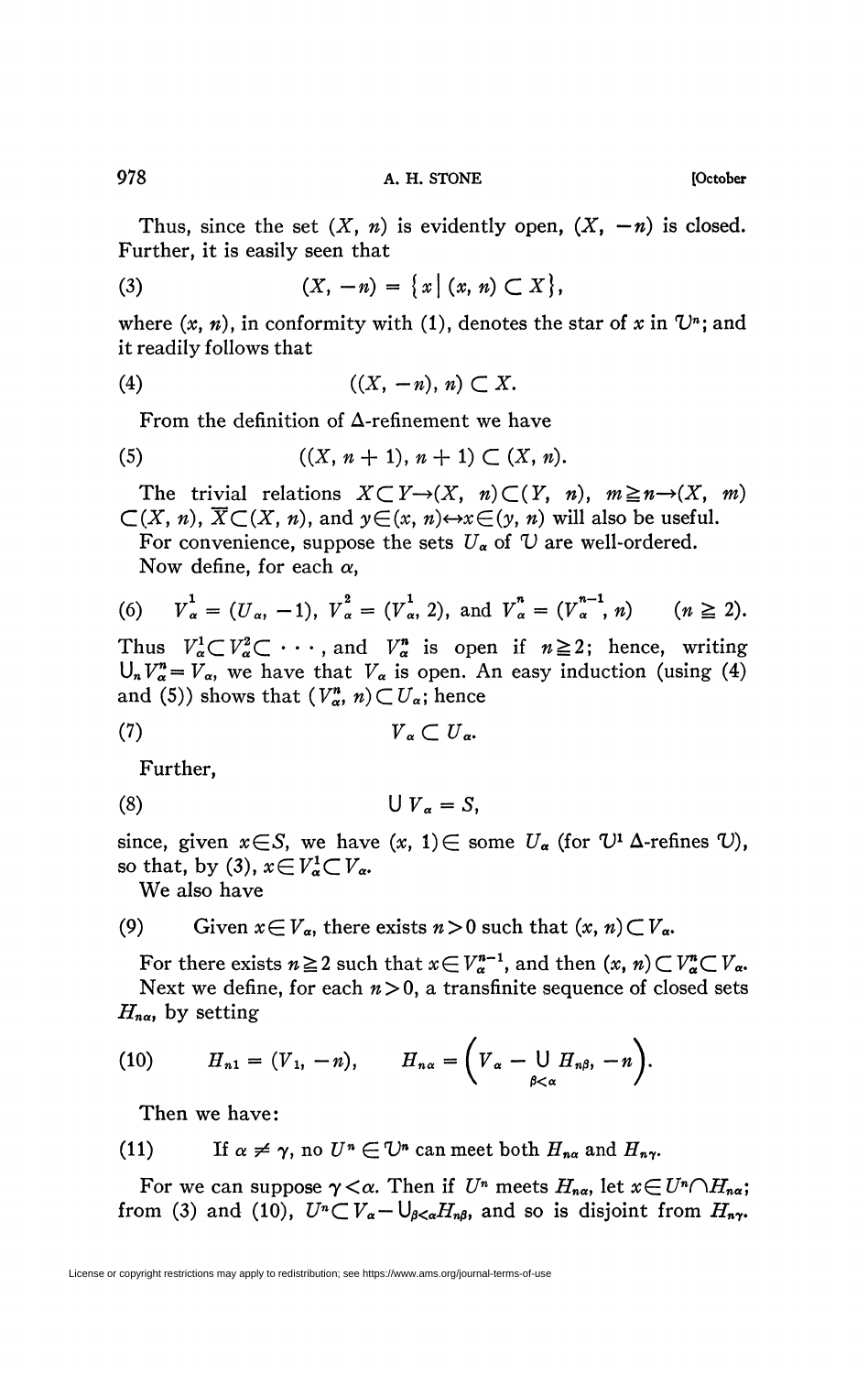Thus, since the set $(X, n)$ is evidently open, $(X, -n)$ is closed. Further, it is easily seen that

$$(3) \qquad (X, -n) = \{x \mid (x, n) \subset X\},$$

where $(x, n)$, in conformity with (1), denotes the star of $x$ in $\mathcal{V}^n$; and it readily follows that

$$(4) \qquad ((X, -n), n) \subset X.$$

From the definition of $\Delta$-refinement we have

$$(5) \qquad ((X, n+1), n+1) \subset (X, n).$$

The trivial relations $X \subset Y \rightarrow (X, n) \subset (Y, n)$, $m \geqq n \rightarrow (X, m) \subset (X, n)$, $\overline{X} \subset (X, n)$, and $y \in (x, n) \leftrightarrow x \in (y, n)$ will also be useful.

For convenience, suppose the sets $U_\alpha$ of $\mathcal{V}$ are well-ordered.

Now define, for each $\alpha$,

$$(6) \qquad V_\alpha^1 = (U_\alpha, -1),\ V_\alpha^2 = (V_\alpha^1, 2), \text{ and } V_\alpha^n = (V_\alpha^{n-1}, n) \qquad (n \geqq 2).$$

Thus $V_\alpha^1 \subset V_\alpha^2 \subset \cdots$, and $V_\alpha^n$ is open if $n \geqq 2$; hence, writing $\bigcup_n V_\alpha^n = V_\alpha$, we have that $V_\alpha$ is open. An easy induction (using (4) and (5)) shows that $(V_\alpha^n, n) \subset U_\alpha$; hence

$$(7) \qquad V_\alpha \subset U_\alpha.$$

Further,

$$(8) \qquad \bigcup V_\alpha = S,$$

since, given $x \in S$, we have $(x, 1) \in$ some $U_\alpha$ (for $\mathcal{V}^1$ $\Delta$-refines $\mathcal{V}$), so that, by (3), $x \in V_\alpha^1 \subset V_\alpha$.

We also have

(9) Given $x \in V_\alpha$, there exists $n > 0$ such that $(x, n) \subset V_\alpha$.

For there exists $n \geqq 2$ such that $x \in V_\alpha^{n-1}$, and then $(x, n) \subset V_\alpha^n \subset V_\alpha$.

Next we define, for each $n > 0$, a transfinite sequence of closed sets $H_{n\alpha}$, by setting

$$(10) \qquad H_{n1} = (V_1, -n), \qquad H_{n\alpha} = \left(V_\alpha - \bigcup_{\beta < \alpha} H_{n\beta}, -n\right).$$

Then we have:

(11) If $\alpha \neq \gamma$, no $U^n \in \mathcal{V}^n$ can meet both $H_{n\alpha}$ and $H_{n\gamma}$.

For we can suppose $\gamma < \alpha$. Then if $U^n$ meets $H_{n\alpha}$, let $x \in U^n \cap H_{n\alpha}$; from (3) and (10), $U^n \subset V_\alpha - \bigcup_{\beta < \alpha} H_{n\beta}$, and so is disjoint from $H_{n\gamma}$.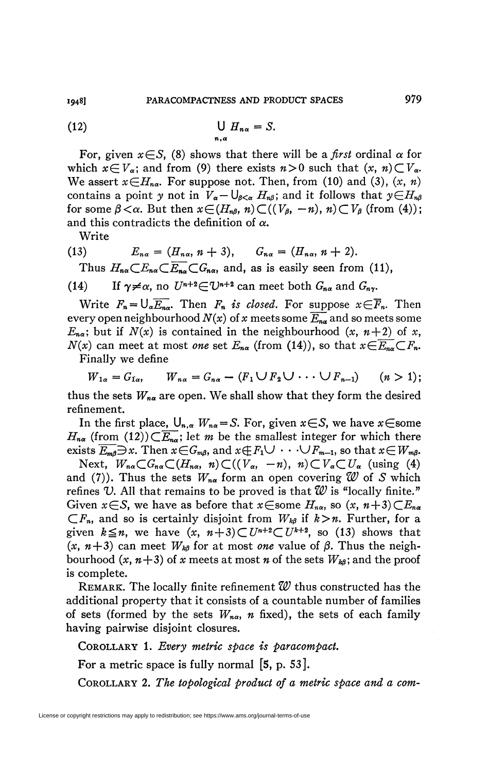$$(12) \qquad \bigcup_{n,\alpha} H_{n\alpha} = S.$$

For, given $x \in S$, (8) shows that there will be a *first* ordinal $\alpha$ for which $x \in V_\alpha$; and from (9) there exists $n > 0$ such that $(x, n) \subset V_\alpha$. We assert $x \in H_{n\alpha}$. For suppose not. Then, from (10) and (3), $(x, n)$ contains a point $y$ not in $V_\alpha - \bigcup_{\beta<\alpha} H_{n\beta}$; and it follows that $y \in H_{n\beta}$ for some $\beta < \alpha$. But then $x \in (H_{n\beta}, n) \subset ((V_\beta, -n), n) \subset V_\beta$ (from (4)); and this contradicts the definition of $\alpha$.

Write

$$(13) \qquad E_{n\alpha} = (H_{n\alpha}, n+3), \qquad G_{n\alpha} = (H_{n\alpha}, n+2).$$

Thus $H_{n\alpha} \subset E_{n\alpha} \subset \overline{E_{n\alpha}} \subset G_{n\alpha}$, and, as is easily seen from (11),

(14) If $\gamma \neq \alpha$, no $U^{n+2} \in \mathcal{V}^{n+2}$ can meet both $G_{n\alpha}$ and $G_{n\gamma}$.

Write $F_n = \bigcup_\alpha \overline{E_{n\alpha}}$. Then $F_n$ *is closed*. For suppose $x \in \overline{F_n}$. Then every open neighbourhood $N(x)$ of $x$ meets some $\overline{E_{n\alpha}}$ and so meets some $E_{n\alpha}$; but if $N(x)$ is contained in the neighbourhood $(x, n+2)$ of $x$, $N(x)$ can meet at most *one* set $E_{n\alpha}$ (from (14)), so that $x \in \overline{E_{n\alpha}} \subset F_n$.

Finally we define

$$W_{1\alpha} = G_{1\alpha}, \qquad W_{n\alpha} = G_{n\alpha} - (F_1 \cup F_2 \cup \cdots \cup F_{n-1}) \qquad (n > 1);$$

thus the sets $W_{n\alpha}$ are open. We shall show that they form the desired refinement.

In the first place, $\bigcup_{n,\alpha} W_{n\alpha} = S$. For, given $x \in S$, we have $x \in$ some $H_{n\alpha}$ (from (12)) $\subset \overline{E_{n\alpha}}$; let $m$ be the smallest integer for which there exists $\overline{E_{m\beta}} \ni x$. Then $x \in G_{m\beta}$, and $x \notin F_1 \cup \cdots \cup F_{m-1}$, so that $x \in W_{m\beta}$.

Next, $W_{n\alpha} \subset G_{n\alpha} \subset (H_{n\alpha}, n) \subset ((V_\alpha, -n), n) \subset V_\alpha \subset U_\alpha$ (using (4) and (7)). Thus the sets $W_{n\alpha}$ form an open covering $\mathcal{W}$ of $S$ which refines $\mathcal{V}$. All that remains to be proved is that $\mathcal{W}$ is "locally finite." Given $x \in S$, we have as before that $x \in$ some $H_{n\alpha}$, so $(x, n+3) \subset E_{n\alpha} \subset F_n$, and so is certainly disjoint from $W_{k\beta}$ if $k > n$. Further, for a given $k \leqq n$, we have $(x, n+3) \subset U^{n+2} \subset U^{k+2}$, so (13) shows that $(x, n+3)$ can meet $W_{k\beta}$ for at most *one* value of $\beta$. Thus the neighbourhood $(x, n+3)$ of $x$ meets at most $n$ of the sets $W_{k\beta}$; and the proof is complete.

Remark. The locally finite refinement $\mathcal{W}$ thus constructed has the additional property that it consists of a countable number of families of sets (formed by the sets $W_{n\alpha}$, $n$ fixed), the sets of each family having pairwise disjoint closures.

Corollary 1. *Every metric space is paracompact.*

For a metric space is fully normal [5, p. 53].

Corollary 2. *The topological product of a metric space and a com-*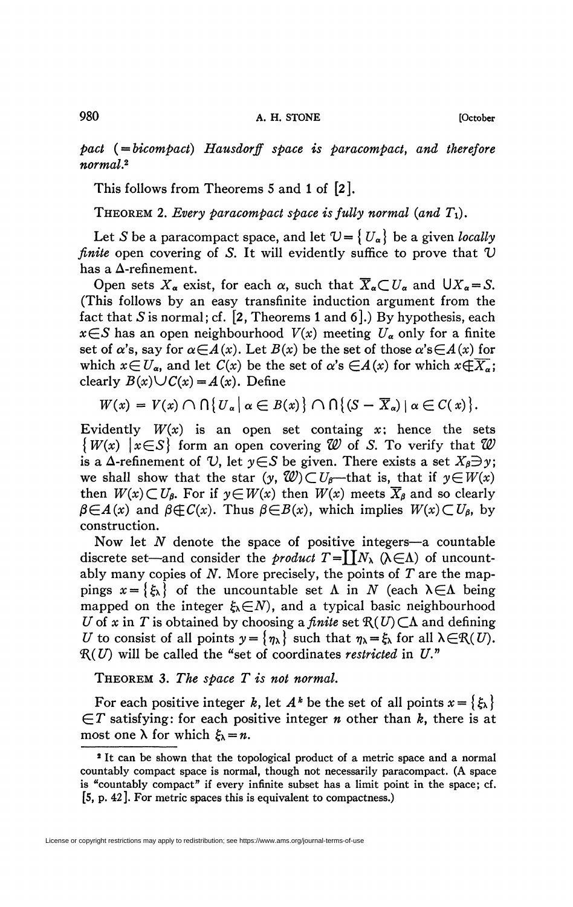*pact* (=*bicompact*) *Hausdorff space is paracompact, and therefore normal.*[2]

This follows from Theorems 5 and 1 of [2].

THEOREM 2. *Every paracompact space is fully normal (and $T_1$).*

Let $S$ be a paracompact space, and let $\mathcal{U} = \{U_\alpha\}$ be a given *locally finite* open covering of $S$. It will evidently suffice to prove that $\mathcal{U}$ has a $\Delta$-refinement.

Open sets $X_\alpha$ exist, for each $\alpha$, such that $\overline{X}_\alpha \subset U_\alpha$ and $\bigcup X_\alpha = S$. (This follows by an easy transfinite induction argument from the fact that $S$ is normal; cf. [2, Theorems 1 and 6].) By hypothesis, each $x \in S$ has an open neighbourhood $V(x)$ meeting $U_\alpha$ only for a finite set of $\alpha$'s, say for $\alpha \in A(x)$. Let $B(x)$ be the set of those $\alpha$'s $\in A(x)$ for which $x \in U_\alpha$, and let $C(x)$ be the set of $\alpha$'s $\in A(x)$ for which $x \notin \overline{X}_\alpha$; clearly $B(x) \cup C(x) = A(x)$. Define

$$W(x) = V(x) \cap \bigcap \{U_\alpha \mid \alpha \in B(x)\} \cap \bigcap \{(S - \overline{X}_\alpha) \mid \alpha \in C(x)\}.$$

Evidently $W(x)$ is an open set containg $x$; hence the sets $\{W(x) \mid x \in S\}$ form an open covering $\mathcal{W}$ of $S$. To verify that $\mathcal{W}$ is a $\Delta$-refinement of $\mathcal{U}$, let $y \in S$ be given. There exists a set $X_\beta \ni y$; we shall show that the star $(y, \mathcal{W}) \subset U_\beta$—that is, that if $y \in W(x)$ then $W(x) \subset U_\beta$. For if $y \in W(x)$ then $W(x)$ meets $\overline{X}_\beta$ and so clearly $\beta \in A(x)$ and $\beta \notin C(x)$. Thus $\beta \in B(x)$, which implies $W(x) \subset U_\beta$, by construction.

Now let $N$ denote the space of positive integers—a countable discrete set—and consider the *product* $T = \prod N_\lambda$ $(\lambda \in \Lambda)$ of uncountably many copies of $N$. More precisely, the points of $T$ are the mappings $x = \{\xi_\lambda\}$ of the uncountable set $\Lambda$ in $N$ (each $\lambda \in \Lambda$ being mapped on the integer $\xi_\lambda \in N$), and a typical basic neighbourhood $U$ of $x$ in $T$ is obtained by choosing a *finite* set $\mathcal{R}(U) \subset \Lambda$ and defining $U$ to consist of all points $y = \{\eta_\lambda\}$ such that $\eta_\lambda = \xi_\lambda$ for all $\lambda \in \mathcal{R}(U)$. $\mathcal{R}(U)$ will be called the "set of coordinates *restricted* in $U$."

THEOREM 3. *The space $T$ is not normal.*

For each positive integer $k$, let $A^k$ be the set of all points $x = \{\xi_\lambda\} \in T$ satisfying: for each positive integer $n$ other than $k$, there is at most one $\lambda$ for which $\xi_\lambda = n$.

[2] It can be shown that the topological product of a metric space and a normal countably compact space is normal, though not necessarily paracompact. (A space is "countably compact" if every infinite subset has a limit point in the space; cf. [5, p. 42]. For metric spaces this is equivalent to compactness.)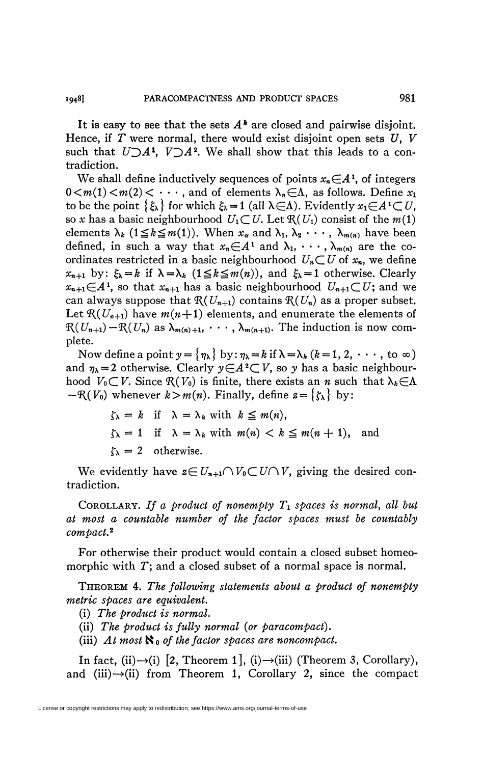It is easy to see that the sets $A^k$ are closed and pairwise disjoint. Hence, if $T$ were normal, there would exist disjoint open sets $U$, $V$ such that $U \supset A^1$, $V \supset A^2$. We shall show that this leads to a contradiction.

We shall define inductively sequences of points $x_n \in A^1$, of integers $0 < m(1) < m(2) < \cdots$, and of elements $\lambda_n \in \Lambda$, as follows. Define $x_1$ to be the point $\{\xi_\lambda\}$ for which $\xi_\lambda = 1$ (all $\lambda \in \Lambda$). Evidently $x_1 \in A^1 \subset U$, so $x$ has a basic neighbourhood $U_1 \subset U$. Let $\mathcal{R}(U_1)$ consist of the $m(1)$ elements $\lambda_k$ $(1 \leq k \leq m(1))$. When $x_\alpha$ and $\lambda_1, \lambda_2 \cdots, \lambda_{m(n)}$ have been defined, in such a way that $x_n \in A^1$ and $\lambda_1, \cdots, \lambda_{m(n)}$ are the coordinates restricted in a basic neighbourhood $U_n \subset U$ of $x_n$, we define $x_{n+1}$ by: $\xi_\lambda = k$ if $\lambda = \lambda_k$ $(1 \leq k \leq m(n))$, and $\xi_\lambda = 1$ otherwise. Clearly $x_{n+1} \in A^1$, so that $x_{n+1}$ has a basic neighbourhood $U_{n+1} \subset U$; and we can always suppose that $\mathcal{R}(U_{n+1})$ contains $\mathcal{R}(U_n)$ as a proper subset. Let $\mathcal{R}(U_{n+1})$ have $m(n+1)$ elements, and enumerate the elements of $\mathcal{R}(U_{n+1}) - \mathcal{R}(U_n)$ as $\lambda_{m(n)+1}, \cdots, \lambda_{m(n+1)}$. The induction is now complete.

Now define a point $y = \{\eta_\lambda\}$ by: $\eta_\lambda = k$ if $\lambda = \lambda_k$ $(k = 1, 2, \cdots$, to $\infty)$ and $\eta_\lambda = 2$ otherwise. Clearly $y \in A^2 \subset V$, so $y$ has a basic neighbourhood $V_0 \subset V$. Since $\mathcal{R}(V_0)$ is finite, there exists an $n$ such that $\lambda_k \in \Lambda - \mathcal{R}(V_0)$ whenever $k > m(n)$. Finally, define $z = \{\zeta_\lambda\}$ by:

$$\zeta_\lambda = k \quad \text{if} \quad \lambda = \lambda_k \text{ with } k \leq m(n),$$

$$\zeta_\lambda = 1 \quad \text{if} \quad \lambda = \lambda_k \text{ with } m(n) < k \leq m(n+1), \quad \text{and}$$

$$\zeta_\lambda = 2 \quad \text{otherwise.}$$

We evidently have $z \in U_{n+1} \cap V_0 \subset U \cap V$, giving the desired contradiction.

COROLLARY. *If a product of nonempty $T_1$ spaces is normal, all but at most a countable number of the factor spaces must be countably compact.*[2]

For otherwise their product would contain a closed subset homeomorphic with $T$; and a closed subset of a normal space is normal.

THEOREM 4. *The following statements about a product of nonempty metric spaces are equivalent.*

(i) *The product is normal.*

(ii) *The product is fully normal (or paracompact).*

(iii) *At most $\aleph_0$ of the factor spaces are noncompact.*

In fact, (ii)→(i) [2, Theorem 1], (i)→(iii) (Theorem 3, Corollary), and (iii)→(ii) from Theorem 1, Corollary 2, since the compact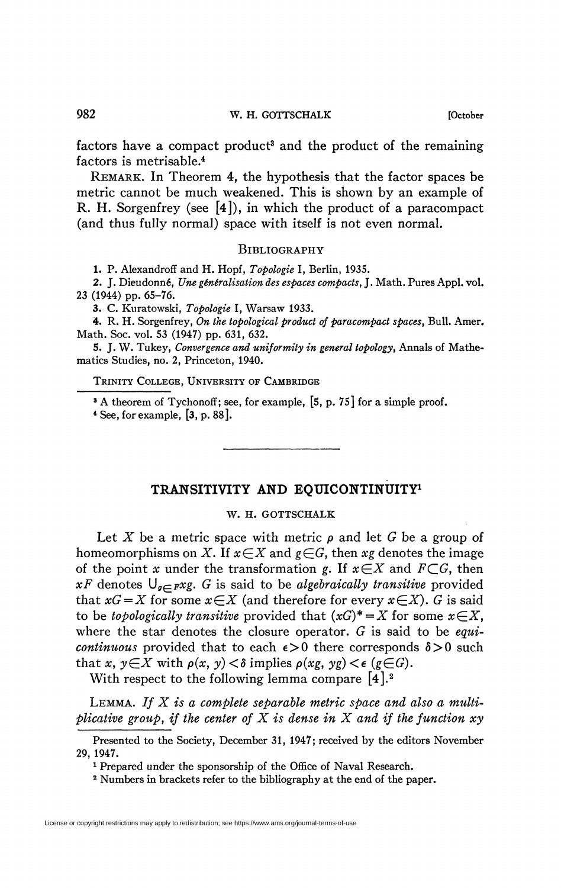factors have a compact product[3] and the product of the remaining factors is metrisable.[4]

REMARK. In Theorem 4, the hypothesis that the factor spaces be metric cannot be much weakened. This is shown by an example of R. H. Sorgenfrey (see [4]), in which the product of a paracompact (and thus fully normal) space with itself is not even normal.

## BIBLIOGRAPHY

1. P. Alexandroff and H. Hopf, *Topologie* I, Berlin, 1935.
2. J. Dieudonné, *Une généralisation des espaces compacts*, J. Math. Pures Appl. vol. 23 (1944) pp. 65–76.
3. C. Kuratowski, *Topologie* I, Warsaw 1933.
4. R. H. Sorgenfrey, *On the topological product of paracompact spaces*, Bull. Amer. Math. Soc. vol. 53 (1947) pp. 631, 632.
5. J. W. Tukey, *Convergence and uniformity in general topology*, Annals of Mathematics Studies, no. 2, Princeton, 1940.

TRINITY COLLEGE, UNIVERSITY OF CAMBRIDGE

[3] A theorem of Tychonoff; see, for example, [5, p. 75] for a simple proof.

[4] See, for example, [3, p. 88].

---

# TRANSITIVITY AND EQUICONTINUITY[1]

W. H. GOTTSCHALK

Let $X$ be a metric space with metric $\rho$ and let $G$ be a group of homeomorphisms on $X$. If $x \in X$ and $g \in G$, then $xg$ denotes the image of the point $x$ under the transformation $g$. If $x \in X$ and $F \subset G$, then $xF$ denotes $\bigcup_{g \in F} xg$. $G$ is said to be *algebraically transitive* provided that $xG = X$ for some $x \in X$ (and therefore for every $x \in X$). $G$ is said to be *topologically transitive* provided that $(xG)^* = X$ for some $x \in X$, where the star denotes the closure operator. $G$ is said to be *equicontinuous* provided that to each $\epsilon > 0$ there corresponds $\delta > 0$ such that $x, y \in X$ with $\rho(x, y) < \delta$ implies $\rho(xg, yg) < \epsilon$ $(g \in G)$.

With respect to the following lemma compare [4].[2]

LEMMA. *If $X$ is a complete separable metric space and also a multiplicative group, if the center of $X$ is dense in $X$ and if the function $xy$*

Presented to the Society, December 31, 1947; received by the editors November 29, 1947.

[1] Prepared under the sponsorship of the Office of Naval Research.

[2] Numbers in brackets refer to the bibliography at the end of the paper.